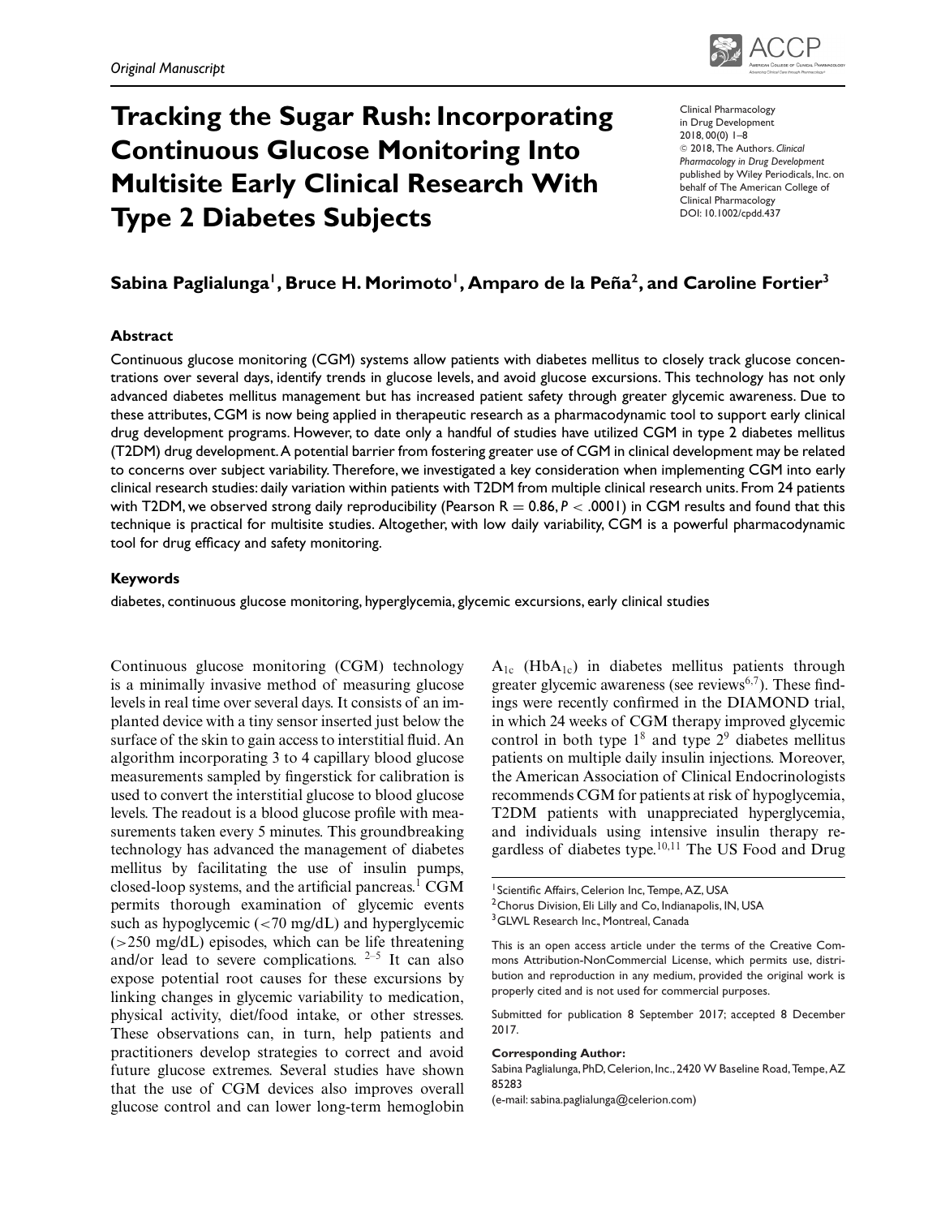*Original Manuscript*

# Tracking the Sugar Rush: Incorporating Continuous Glucose Monitoring Into Multisite Early Clinical Research With Type 2 Diabetes Subjects

Clinical Pharmacology in Drug Development
2018, 00(0) 1–8
© 2018, The Authors. *Clinical Pharmacology in Drug Development* published by Wiley Periodicals, Inc. on behalf of The American College of Clinical Pharmacology
DOI: 10.1002/cpdd.437

**Sabina Paglialunga[1], Bruce H. Morimoto[1], Amparo de la Peña[2], and Caroline Fortier[3]**

## Abstract

Continuous glucose monitoring (CGM) systems allow patients with diabetes mellitus to closely track glucose concentrations over several days, identify trends in glucose levels, and avoid glucose excursions. This technology has not only advanced diabetes mellitus management but has increased patient safety through greater glycemic awareness. Due to these attributes, CGM is now being applied in therapeutic research as a pharmacodynamic tool to support early clinical drug development programs. However, to date only a handful of studies have utilized CGM in type 2 diabetes mellitus (T2DM) drug development. A potential barrier from fostering greater use of CGM in clinical development may be related to concerns over subject variability. Therefore, we investigated a key consideration when implementing CGM into early clinical research studies: daily variation within patients with T2DM from multiple clinical research units. From 24 patients with T2DM, we observed strong daily reproducibility (Pearson $R = 0.86$, $P < .0001$) in CGM results and found that this technique is practical for multisite studies. Altogether, with low daily variability, CGM is a powerful pharmacodynamic tool for drug efficacy and safety monitoring.

## Keywords

diabetes, continuous glucose monitoring, hyperglycemia, glycemic excursions, early clinical studies

Continuous glucose monitoring (CGM) technology is a minimally invasive method of measuring glucose levels in real time over several days. It consists of an implanted device with a tiny sensor inserted just below the surface of the skin to gain access to interstitial fluid. An algorithm incorporating 3 to 4 capillary blood glucose measurements sampled by fingerstick for calibration is used to convert the interstitial glucose to blood glucose levels. The readout is a blood glucose profile with measurements taken every 5 minutes. This groundbreaking technology has advanced the management of diabetes mellitus by facilitating the use of insulin pumps, closed-loop systems, and the artificial pancreas.[1] CGM permits thorough examination of glycemic events such as hypoglycemic (<70 mg/dL) and hyperglycemic (>250 mg/dL) episodes, which can be life threatening and/or lead to severe complications.[2–5] It can also expose potential root causes for these excursions by linking changes in glycemic variability to medication, physical activity, diet/food intake, or other stresses. These observations can, in turn, help patients and practitioners develop strategies to correct and avoid future glucose extremes. Several studies have shown that the use of CGM devices also improves overall glucose control and can lower long-term hemoglobin $A_{1c}$ ($HbA_{1c}$) in diabetes mellitus patients through greater glycemic awareness (see reviews[6,7]). These findings were recently confirmed in the DIAMOND trial, in which 24 weeks of CGM therapy improved glycemic control in both type 1[8] and type 2[9] diabetes mellitus patients on multiple daily insulin injections. Moreover, the American Association of Clinical Endocrinologists recommends CGM for patients at risk of hypoglycemia, T2DM patients with unappreciated hyperglycemia, and individuals using intensive insulin therapy regardless of diabetes type.[10,11] The US Food and Drug

[1]Scientific Affairs, Celerion Inc, Tempe, AZ, USA
[2]Chorus Division, Eli Lilly and Co, Indianapolis, IN, USA
[3]GLWL Research Inc., Montreal, Canada

This is an open access article under the terms of the Creative Commons Attribution-NonCommercial License, which permits use, distribution and reproduction in any medium, provided the original work is properly cited and is not used for commercial purposes.

Submitted for publication 8 September 2017; accepted 8 December 2017.

**Corresponding Author:**
Sabina Paglialunga, PhD, Celerion, Inc., 2420 W Baseline Road, Tempe, AZ 85283
(e-mail: sabina.paglialunga@celerion.com)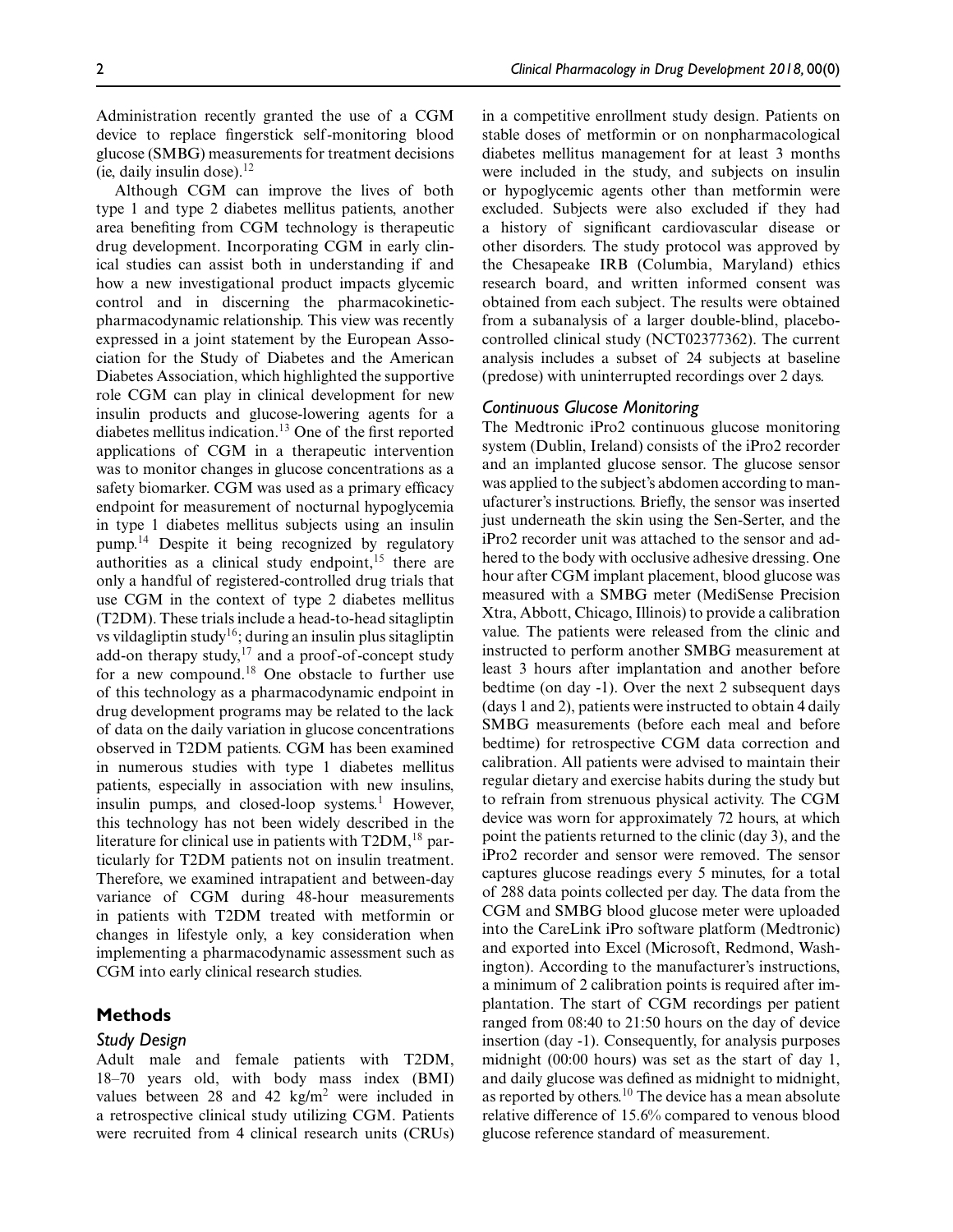Administration recently granted the use of a CGM device to replace fingerstick self-monitoring blood glucose (SMBG) measurements for treatment decisions (ie, daily insulin dose).[12]

Although CGM can improve the lives of both type 1 and type 2 diabetes mellitus patients, another area benefiting from CGM technology is therapeutic drug development. Incorporating CGM in early clinical studies can assist both in understanding if and how a new investigational product impacts glycemic control and in discerning the pharmacokinetic-pharmacodynamic relationship. This view was recently expressed in a joint statement by the European Association for the Study of Diabetes and the American Diabetes Association, which highlighted the supportive role CGM can play in clinical development for new insulin products and glucose-lowering agents for a diabetes mellitus indication.[13] One of the first reported applications of CGM in a therapeutic intervention was to monitor changes in glucose concentrations as a safety biomarker. CGM was used as a primary efficacy endpoint for measurement of nocturnal hypoglycemia in type 1 diabetes mellitus subjects using an insulin pump.[14] Despite it being recognized by regulatory authorities as a clinical study endpoint,[15] there are only a handful of registered-controlled drug trials that use CGM in the context of type 2 diabetes mellitus (T2DM). These trials include a head-to-head sitagliptin vs vildagliptin study[16]; during an insulin plus sitagliptin add-on therapy study,[17] and a proof-of-concept study for a new compound.[18] One obstacle to further use of this technology as a pharmacodynamic endpoint in drug development programs may be related to the lack of data on the daily variation in glucose concentrations observed in T2DM patients. CGM has been examined in numerous studies with type 1 diabetes mellitus patients, especially in association with new insulins, insulin pumps, and closed-loop systems.[1] However, this technology has not been widely described in the literature for clinical use in patients with T2DM,[18] particularly for T2DM patients not on insulin treatment. Therefore, we examined intrapatient and between-day variance of CGM during 48-hour measurements in patients with T2DM treated with metformin or changes in lifestyle only, a key consideration when implementing a pharmacodynamic assessment such as CGM into early clinical research studies.

## Methods

### *Study Design*

Adult male and female patients with T2DM, 18–70 years old, with body mass index (BMI) values between 28 and 42 kg/m$^2$ were included in a retrospective clinical study utilizing CGM. Patients were recruited from 4 clinical research units (CRUs) in a competitive enrollment study design. Patients on stable doses of metformin or on nonpharmacological diabetes mellitus management for at least 3 months were included in the study, and subjects on insulin or hypoglycemic agents other than metformin were excluded. Subjects were also excluded if they had a history of significant cardiovascular disease or other disorders. The study protocol was approved by the Chesapeake IRB (Columbia, Maryland) ethics research board, and written informed consent was obtained from each subject. The results were obtained from a subanalysis of a larger double-blind, placebo-controlled clinical study (NCT02377362). The current analysis includes a subset of 24 subjects at baseline (predose) with uninterrupted recordings over 2 days.

### *Continuous Glucose Monitoring*

The Medtronic iPro2 continuous glucose monitoring system (Dublin, Ireland) consists of the iPro2 recorder and an implanted glucose sensor. The glucose sensor was applied to the subject's abdomen according to manufacturer's instructions. Briefly, the sensor was inserted just underneath the skin using the Sen-Serter, and the iPro2 recorder unit was attached to the sensor and adhered to the body with occlusive adhesive dressing. One hour after CGM implant placement, blood glucose was measured with a SMBG meter (MediSense Precision Xtra, Abbott, Chicago, Illinois) to provide a calibration value. The patients were released from the clinic and instructed to perform another SMBG measurement at least 3 hours after implantation and another before bedtime (on day -1). Over the next 2 subsequent days (days 1 and 2), patients were instructed to obtain 4 daily SMBG measurements (before each meal and before bedtime) for retrospective CGM data correction and calibration. All patients were advised to maintain their regular dietary and exercise habits during the study but to refrain from strenuous physical activity. The CGM device was worn for approximately 72 hours, at which point the patients returned to the clinic (day 3), and the iPro2 recorder and sensor were removed. The sensor captures glucose readings every 5 minutes, for a total of 288 data points collected per day. The data from the CGM and SMBG blood glucose meter were uploaded into the CareLink iPro software platform (Medtronic) and exported into Excel (Microsoft, Redmond, Washington). According to the manufacturer's instructions, a minimum of 2 calibration points is required after implantation. The start of CGM recordings per patient ranged from 08:40 to 21:50 hours on the day of device insertion (day -1). Consequently, for analysis purposes midnight (00:00 hours) was set as the start of day 1, and daily glucose was defined as midnight to midnight, as reported by others.[10] The device has a mean absolute relative difference of 15.6% compared to venous blood glucose reference standard of measurement.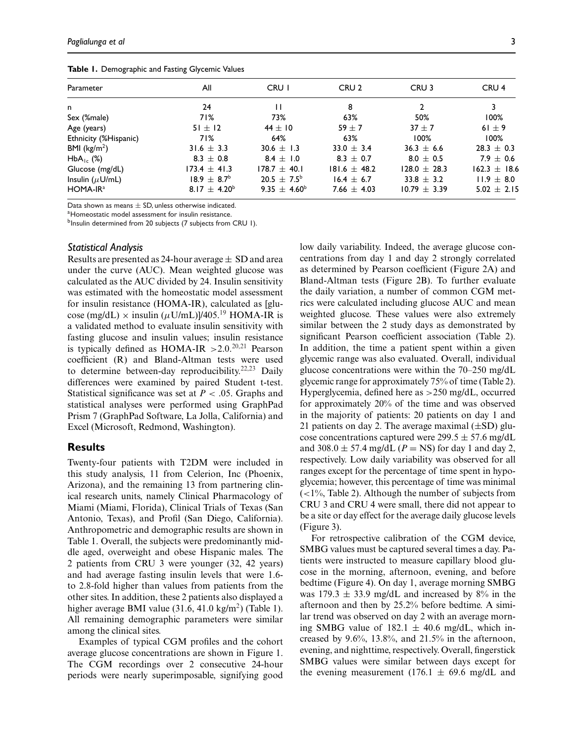**Table 1.** Demographic and Fasting Glycemic Values

| Parameter | All | CRU 1 | CRU 2 | CRU 3 | CRU 4 |
|---|---|---|---|---|---|
| n | 24 | 11 | 8 | 2 | 3 |
| Sex (%male) | 71% | 73% | 63% | 50% | 100% |
| Age (years) | 51 ± 12 | 44 ± 10 | 59 ± 7 | 37 ± 7 | 61 ± 9 |
| Ethnicity (%Hispanic) | 71% | 64% | 63% | 100% | 100% |
| BMI (kg/m$^2$) | 31.6 ± 3.3 | 30.6 ± 1.3 | 33.0 ± 3.4 | 36.3 ± 6.6 | 28.3 ± 0.3 |
| $HbA_{1c}$ (%) | 8.3 ± 0.8 | 8.4 ± 1.0 | 8.3 ± 0.7 | 8.0 ± 0.5 | 7.9 ± 0.6 |
| Glucose (mg/dL) | 173.4 ± 41.3 | 178.7 ± 40.1 | 181.6 ± 48.2 | 128.0 ± 28.3 | 162.3 ± 18.6 |
| Insulin ($\mu$U/mL) | 18.9 ± 8.7[b] | 20.5 ± 7.5[b] | 16.4 ± 6.7 | 33.8 ± 3.2 | 11.9 ± 8.0 |
| HOMA-IR[a] | 8.17 ± 4.20[b] | 9.35 ± 4.60[b] | 7.66 ± 4.03 | 10.79 ± 3.39 | 5.02 ± 2.15 |

Data shown as means ± SD, unless otherwise indicated.
[a]Homeostatic model assessment for insulin resistance.
[b]Insulin determined from 20 subjects (7 subjects from CRU 1).

### Statistical Analysis

Results are presented as 24-hour average ± SD and area under the curve (AUC). Mean weighted glucose was calculated as the AUC divided by 24. Insulin sensitivity was estimated with the homeostatic model assessment for insulin resistance (HOMA-IR), calculated as [glucose (mg/dL) × insulin ($\mu$U/mL)]/405.[19] HOMA-IR is a validated method to evaluate insulin sensitivity with fasting glucose and insulin values; insulin resistance is typically defined as HOMA-IR >2.0.[20,21] Pearson coefficient (R) and Bland-Altman tests were used to determine between-day reproducibility.[22,23] Daily differences were examined by paired Student t-test. Statistical significance was set at $P < .05$. Graphs and statistical analyses were performed using GraphPad Prism 7 (GraphPad Software, La Jolla, California) and Excel (Microsoft, Redmond, Washington).

## Results

Twenty-four patients with T2DM were included in this study analysis, 11 from Celerion, Inc (Phoenix, Arizona), and the remaining 13 from partnering clinical research units, namely Clinical Pharmacology of Miami (Miami, Florida), Clinical Trials of Texas (San Antonio, Texas), and Profil (San Diego, California). Anthropometric and demographic results are shown in Table 1. Overall, the subjects were predominantly middle aged, overweight and obese Hispanic males. The 2 patients from CRU 3 were younger (32, 42 years) and had average fasting insulin levels that were 1.6- to 2.8-fold higher than values from patients from the other sites. In addition, these 2 patients also displayed a higher average BMI value (31.6, 41.0 kg/m$^2$) (Table 1). All remaining demographic parameters were similar among the clinical sites.

Examples of typical CGM profiles and the cohort average glucose concentrations are shown in Figure 1. The CGM recordings over 2 consecutive 24-hour periods were nearly superimposable, signifying good low daily variability. Indeed, the average glucose concentrations from day 1 and day 2 strongly correlated as determined by Pearson coefficient (Figure 2A) and Bland-Altman tests (Figure 2B). To further evaluate the daily variation, a number of common CGM metrics were calculated including glucose AUC and mean weighted glucose. These values were also extremely similar between the 2 study days as demonstrated by significant Pearson coefficient association (Table 2). In addition, the time a patient spent within a given glycemic range was also evaluated. Overall, individual glucose concentrations were within the 70–250 mg/dL glycemic range for approximately 75% of time (Table 2). Hyperglycemia, defined here as >250 mg/dL, occurred for approximately 20% of the time and was observed in the majority of patients: 20 patients on day 1 and 21 patients on day 2. The average maximal (±SD) glucose concentrations captured were 299.5 ± 57.6 mg/dL and 308.0 ± 57.4 mg/dL ($P$ = NS) for day 1 and day 2, respectively. Low daily variability was observed for all ranges except for the percentage of time spent in hypoglycemia; however, this percentage of time was minimal (<1%, Table 2). Although the number of subjects from CRU 3 and CRU 4 were small, there did not appear to be a site or day effect for the average daily glucose levels (Figure 3).

For retrospective calibration of the CGM device, SMBG values must be captured several times a day. Patients were instructed to measure capillary blood glucose in the morning, afternoon, evening, and before bedtime (Figure 4). On day 1, average morning SMBG was 179.3 ± 33.9 mg/dL and increased by 8% in the afternoon and then by 25.2% before bedtime. A similar trend was observed on day 2 with an average morning SMBG value of 182.1 ± 40.6 mg/dL, which increased by 9.6%, 13.8%, and 21.5% in the afternoon, evening, and nighttime, respectively. Overall, fingerstick SMBG values were similar between days except for the evening measurement (176.1 ± 69.6 mg/dL and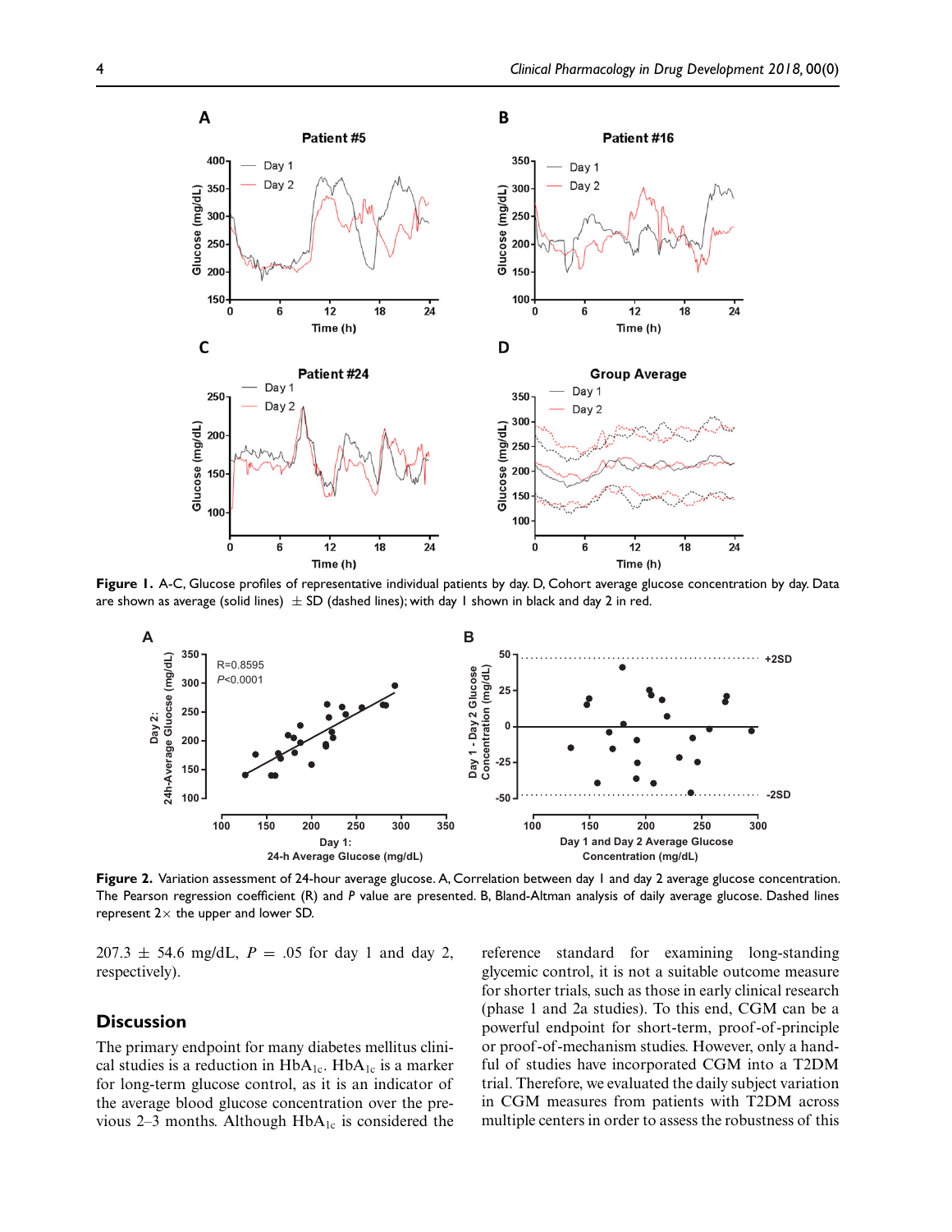Figure 1. A-C, Glucose profiles of representative individual patients by day. D, Cohort average glucose concentration by day. Data are shown as average (solid lines) ± SD (dashed lines); with day 1 shown in black and day 2 in red.

Figure 2. Variation assessment of 24-hour average glucose. A, Correlation between day 1 and day 2 average glucose concentration. The Pearson regression coefficient (R) and *P* value are presented. B, Bland-Altman analysis of daily average glucose. Dashed lines represent 2× the upper and lower SD.

207.3 ± 54.6 mg/dL, $P = .05$ for day 1 and day 2, respectively).

## Discussion

The primary endpoint for many diabetes mellitus clinical studies is a reduction in $HbA_{1c}$. $HbA_{1c}$ is a marker for long-term glucose control, as it is an indicator of the average blood glucose concentration over the previous 2–3 months. Although $HbA_{1c}$ is considered the reference standard for examining long-standing glycemic control, it is not a suitable outcome measure for shorter trials, such as those in early clinical research (phase 1 and 2a studies). To this end, CGM can be a powerful endpoint for short-term, proof-of-principle or proof-of-mechanism studies. However, only a handful of studies have incorporated CGM into a T2DM trial. Therefore, we evaluated the daily subject variation in CGM measures from patients with T2DM across multiple centers in order to assess the robustness of this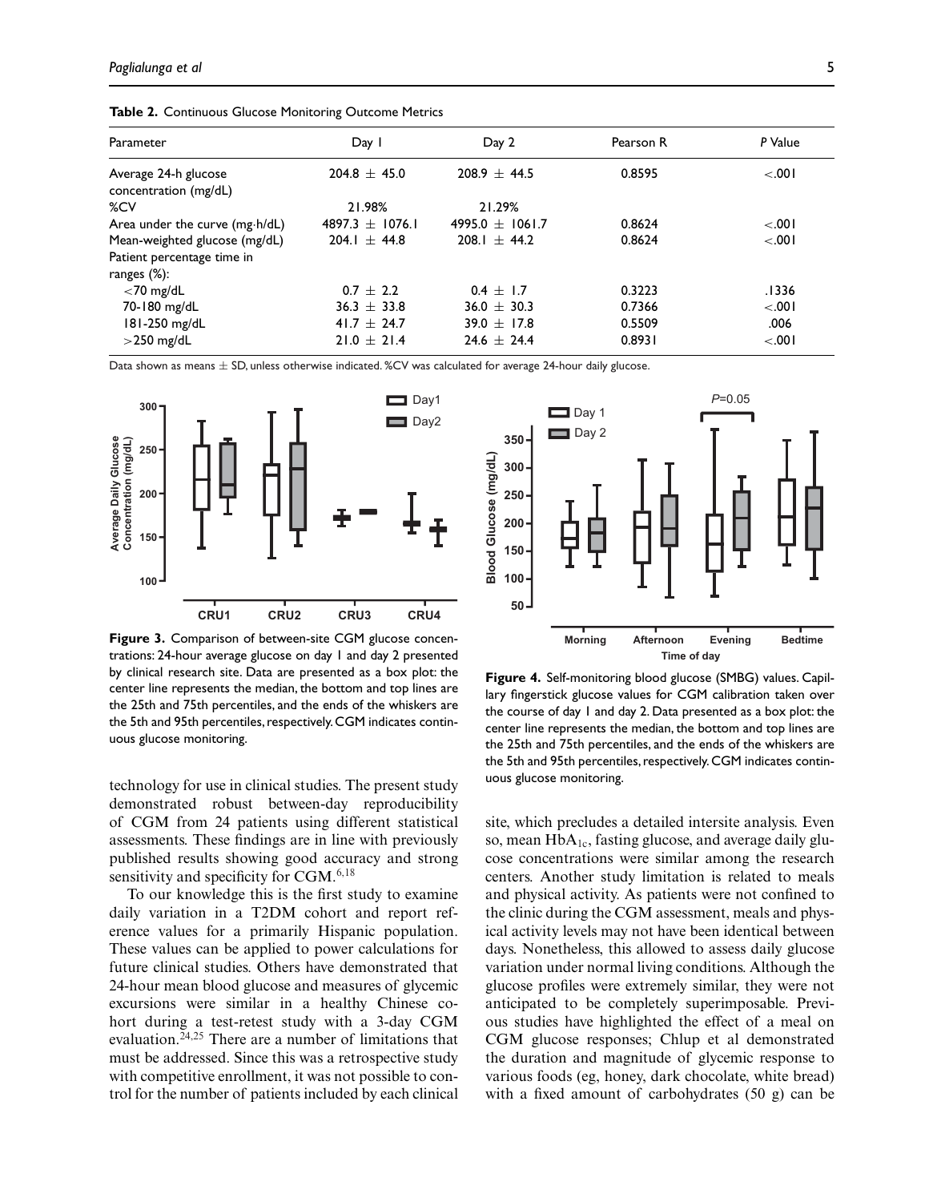**Table 2.** Continuous Glucose Monitoring Outcome Metrics

| Parameter | Day 1 | Day 2 | Pearson R | *P* Value |
|---|---|---|---|---|
| Average 24-h glucose concentration (mg/dL) | 204.8 ± 45.0 | 208.9 ± 44.5 | 0.8595 | <.001 |
| %CV | 21.98% | 21.29% | | |
| Area under the curve (mg·h/dL) | 4897.3 ± 1076.1 | 4995.0 ± 1061.7 | 0.8624 | <.001 |
| Mean-weighted glucose (mg/dL) | 204.1 ± 44.8 | 208.1 ± 44.2 | 0.8624 | <.001 |
| Patient percentage time in ranges (%): | | | | |
| <70 mg/dL | 0.7 ± 2.2 | 0.4 ± 1.7 | 0.3223 | .1336 |
| 70-180 mg/dL | 36.3 ± 33.8 | 36.0 ± 30.3 | 0.7366 | <.001 |
| 181-250 mg/dL | 41.7 ± 24.7 | 39.0 ± 17.8 | 0.5509 | .006 |
| >250 mg/dL | 21.0 ± 21.4 | 24.6 ± 24.4 | 0.8931 | <.001 |

Data shown as means ± SD, unless otherwise indicated. %CV was calculated for average 24-hour daily glucose.

**Figure 3.** Comparison of between-site CGM glucose concentrations: 24-hour average glucose on day 1 and day 2 presented by clinical research site. Data are presented as a box plot: the center line represents the median, the bottom and top lines are the 25th and 75th percentiles, and the ends of the whiskers are the 5th and 95th percentiles, respectively. CGM indicates continuous glucose monitoring.

**Figure 4.** Self-monitoring blood glucose (SMBG) values. Capillary fingerstick glucose values for CGM calibration taken over the course of day 1 and day 2. Data presented as a box plot: the center line represents the median, the bottom and top lines are the 25th and 75th percentiles, and the ends of the whiskers are the 5th and 95th percentiles, respectively. CGM indicates continuous glucose monitoring.

technology for use in clinical studies. The present study demonstrated robust between-day reproducibility of CGM from 24 patients using different statistical assessments. These findings are in line with previously published results showing good accuracy and strong sensitivity and specificity for CGM.[6,18]

To our knowledge this is the first study to examine daily variation in a T2DM cohort and report reference values for a primarily Hispanic population. These values can be applied to power calculations for future clinical studies. Others have demonstrated that 24-hour mean blood glucose and measures of glycemic excursions were similar in a healthy Chinese cohort during a test-retest study with a 3-day CGM evaluation.[24,25] There are a number of limitations that must be addressed. Since this was a retrospective study with competitive enrollment, it was not possible to control for the number of patients included by each clinical site, which precludes a detailed intersite analysis. Even so, mean $HbA_{1c}$, fasting glucose, and average daily glucose concentrations were similar among the research centers. Another study limitation is related to meals and physical activity. As patients were not confined to the clinic during the CGM assessment, meals and physical activity levels may not have been identical between days. Nonetheless, this allowed to assess daily glucose variation under normal living conditions. Although the glucose profiles were extremely similar, they were not anticipated to be completely superimposable. Previous studies have highlighted the effect of a meal on CGM glucose responses; Chlup et al demonstrated the duration and magnitude of glycemic response to various foods (eg, honey, dark chocolate, white bread) with a fixed amount of carbohydrates (50 g) can be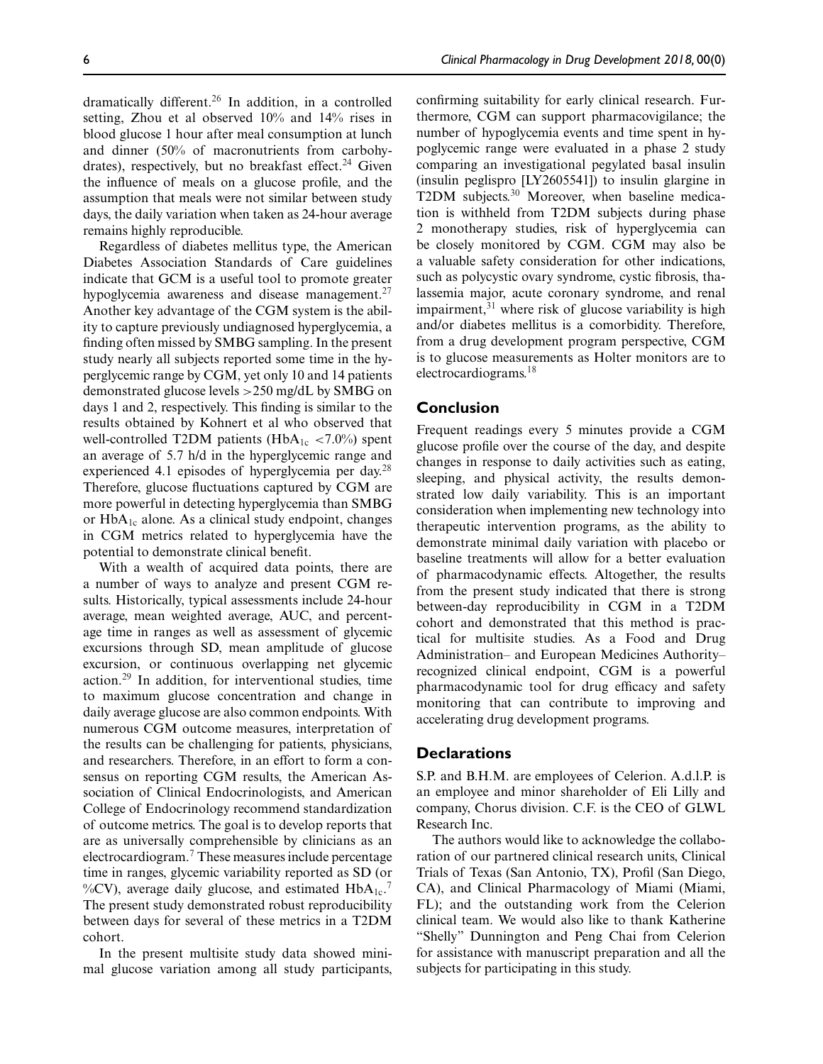dramatically different.[26] In addition, in a controlled setting, Zhou et al observed 10% and 14% rises in blood glucose 1 hour after meal consumption at lunch and dinner (50% of macronutrients from carbohydrates), respectively, but no breakfast effect.[24] Given the influence of meals on a glucose profile, and the assumption that meals were not similar between study days, the daily variation when taken as 24-hour average remains highly reproducible.

Regardless of diabetes mellitus type, the American Diabetes Association Standards of Care guidelines indicate that GCM is a useful tool to promote greater hypoglycemia awareness and disease management.[27] Another key advantage of the CGM system is the ability to capture previously undiagnosed hyperglycemia, a finding often missed by SMBG sampling. In the present study nearly all subjects reported some time in the hyperglycemic range by CGM, yet only 10 and 14 patients demonstrated glucose levels >250 mg/dL by SMBG on days 1 and 2, respectively. This finding is similar to the results obtained by Kohnert et al who observed that well-controlled T2DM patients ($HbA_{1c}$ <7.0%) spent an average of 5.7 h/d in the hyperglycemic range and experienced 4.1 episodes of hyperglycemia per day.[28] Therefore, glucose fluctuations captured by CGM are more powerful in detecting hyperglycemia than SMBG or $HbA_{1c}$ alone. As a clinical study endpoint, changes in CGM metrics related to hyperglycemia have the potential to demonstrate clinical benefit.

With a wealth of acquired data points, there are a number of ways to analyze and present CGM results. Historically, typical assessments include 24-hour average, mean weighted average, AUC, and percentage time in ranges as well as assessment of glycemic excursions through SD, mean amplitude of glucose excursion, or continuous overlapping net glycemic action.[29] In addition, for interventional studies, time to maximum glucose concentration and change in daily average glucose are also common endpoints. With numerous CGM outcome measures, interpretation of the results can be challenging for patients, physicians, and researchers. Therefore, in an effort to form a consensus on reporting CGM results, the American Association of Clinical Endocrinologists, and American College of Endocrinology recommend standardization of outcome metrics. The goal is to develop reports that are as universally comprehensible by clinicians as an electrocardiogram.[7] These measures include percentage time in ranges, glycemic variability reported as SD (or %CV), average daily glucose, and estimated $HbA_{1c}$.[7] The present study demonstrated robust reproducibility between days for several of these metrics in a T2DM cohort.

In the present multisite study data showed minimal glucose variation among all study participants, confirming suitability for early clinical research. Furthermore, CGM can support pharmacovigilance; the number of hypoglycemia events and time spent in hypoglycemic range were evaluated in a phase 2 study comparing an investigational pegylated basal insulin (insulin peglispro [LY2605541]) to insulin glargine in T2DM subjects.[30] Moreover, when baseline medication is withheld from T2DM subjects during phase 2 monotherapy studies, risk of hyperglycemia can be closely monitored by CGM. CGM may also be a valuable safety consideration for other indications, such as polycystic ovary syndrome, cystic fibrosis, thalassemia major, acute coronary syndrome, and renal impairment,[31] where risk of glucose variability is high and/or diabetes mellitus is a comorbidity. Therefore, from a drug development program perspective, CGM is to glucose measurements as Holter monitors are to electrocardiograms.[18]

## Conclusion

Frequent readings every 5 minutes provide a CGM glucose profile over the course of the day, and despite changes in response to daily activities such as eating, sleeping, and physical activity, the results demonstrated low daily variability. This is an important consideration when implementing new technology into therapeutic intervention programs, as the ability to demonstrate minimal daily variation with placebo or baseline treatments will allow for a better evaluation of pharmacodynamic effects. Altogether, the results from the present study indicated that there is strong between-day reproducibility in CGM in a T2DM cohort and demonstrated that this method is practical for multisite studies. As a Food and Drug Administration– and European Medicines Authority–recognized clinical endpoint, CGM is a powerful pharmacodynamic tool for drug efficacy and safety monitoring that can contribute to improving and accelerating drug development programs.

## Declarations

S.P. and B.H.M. are employees of Celerion. A.d.l.P. is an employee and minor shareholder of Eli Lilly and company, Chorus division. C.F. is the CEO of GLWL Research Inc.

The authors would like to acknowledge the collaboration of our partnered clinical research units, Clinical Trials of Texas (San Antonio, TX), Profil (San Diego, CA), and Clinical Pharmacology of Miami (Miami, FL); and the outstanding work from the Celerion clinical team. We would also like to thank Katherine "Shelly" Dunnington and Peng Chai from Celerion for assistance with manuscript preparation and all the subjects for participating in this study.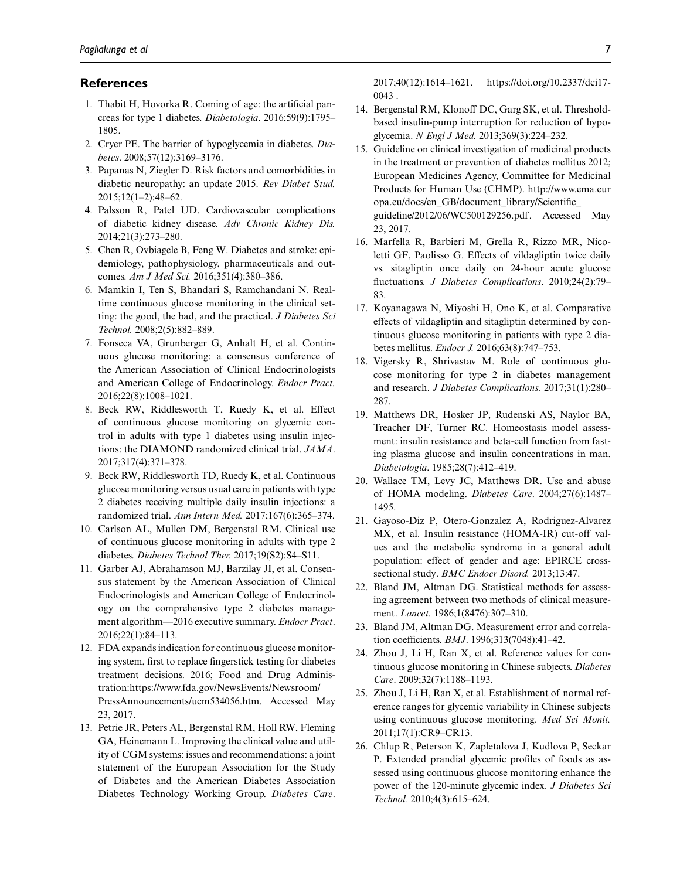## References

1. Thabit H, Hovorka R. Coming of age: the artificial pancreas for type 1 diabetes. *Diabetologia*. 2016;59(9):1795–1805.
2. Cryer PE. The barrier of hypoglycemia in diabetes. *Diabetes*. 2008;57(12):3169–3176.
3. Papanas N, Ziegler D. Risk factors and comorbidities in diabetic neuropathy: an update 2015. *Rev Diabet Stud.* 2015;12(1–2):48–62.
4. Palsson R, Patel UD. Cardiovascular complications of diabetic kidney disease. *Adv Chronic Kidney Dis.* 2014;21(3):273–280.
5. Chen R, Ovbiagele B, Feng W. Diabetes and stroke: epidemiology, pathophysiology, pharmaceuticals and outcomes. *Am J Med Sci.* 2016;351(4):380–386.
6. Mamkin I, Ten S, Bhandari S, Ramchandani N. Real-time continuous glucose monitoring in the clinical setting: the good, the bad, and the practical. *J Diabetes Sci Technol.* 2008;2(5):882–889.
7. Fonseca VA, Grunberger G, Anhalt H, et al. Continuous glucose monitoring: a consensus conference of the American Association of Clinical Endocrinologists and American College of Endocrinology. *Endocr Pract.* 2016;22(8):1008–1021.
8. Beck RW, Riddlesworth T, Ruedy K, et al. Effect of continuous glucose monitoring on glycemic control in adults with type 1 diabetes using insulin injections: the DIAMOND randomized clinical trial. *JAMA*. 2017;317(4):371–378.
9. Beck RW, Riddlesworth TD, Ruedy K, et al. Continuous glucose monitoring versus usual care in patients with type 2 diabetes receiving multiple daily insulin injections: a randomized trial. *Ann Intern Med.* 2017;167(6):365–374.
10. Carlson AL, Mullen DM, Bergenstal RM. Clinical use of continuous glucose monitoring in adults with type 2 diabetes. *Diabetes Technol Ther.* 2017;19(S2):S4–S11.
11. Garber AJ, Abrahamson MJ, Barzilay JI, et al. Consensus statement by the American Association of Clinical Endocrinologists and American College of Endocrinology on the comprehensive type 2 diabetes management algorithm—2016 executive summary. *Endocr Pract*. 2016;22(1):84–113.
12. FDA expands indication for continuous glucose monitoring system, first to replace fingerstick testing for diabetes treatment decisions. 2016; Food and Drug Administration:https://www.fda.gov/NewsEvents/Newsroom/PressAnnouncements/ucm534056.htm. Accessed May 23, 2017.
13. Petrie JR, Peters AL, Bergenstal RM, Holl RW, Fleming GA, Heinemann L. Improving the clinical value and utility of CGM systems: issues and recommendations: a joint statement of the European Association for the Study of Diabetes and the American Diabetes Association Diabetes Technology Working Group. *Diabetes Care*. 2017;40(12):1614–1621. https://doi.org/10.2337/dci17-0043 .
14. Bergenstal RM, Klonoff DC, Garg SK, et al. Threshold-based insulin-pump interruption for reduction of hypoglycemia. *N Engl J Med.* 2013;369(3):224–232.
15. Guideline on clinical investigation of medicinal products in the treatment or prevention of diabetes mellitus 2012; European Medicines Agency, Committee for Medicinal Products for Human Use (CHMP). http://www.ema.europa.eu/docs/en_GB/document_library/Scientific_guideline/2012/06/WC500129256.pdf. Accessed May 23, 2017.
16. Marfella R, Barbieri M, Grella R, Rizzo MR, Nicoletti GF, Paolisso G. Effects of vildagliptin twice daily vs. sitagliptin once daily on 24-hour acute glucose fluctuations. *J Diabetes Complications*. 2010;24(2):79–83.
17. Koyanagawa N, Miyoshi H, Ono K, et al. Comparative effects of vildagliptin and sitagliptin determined by continuous glucose monitoring in patients with type 2 diabetes mellitus. *Endocr J.* 2016;63(8):747–753.
18. Vigersky R, Shrivastav M. Role of continuous glucose monitoring for type 2 in diabetes management and research. *J Diabetes Complications*. 2017;31(1):280–287.
19. Matthews DR, Hosker JP, Rudenski AS, Naylor BA, Treacher DF, Turner RC. Homeostasis model assessment: insulin resistance and beta-cell function from fasting plasma glucose and insulin concentrations in man. *Diabetologia*. 1985;28(7):412–419.
20. Wallace TM, Levy JC, Matthews DR. Use and abuse of HOMA modeling. *Diabetes Care*. 2004;27(6):1487–1495.
21. Gayoso-Diz P, Otero-Gonzalez A, Rodriguez-Alvarez MX, et al. Insulin resistance (HOMA-IR) cut-off values and the metabolic syndrome in a general adult population: effect of gender and age: EPIRCE cross-sectional study. *BMC Endocr Disord.* 2013;13:47.
22. Bland JM, Altman DG. Statistical methods for assessing agreement between two methods of clinical measurement. *Lancet.* 1986;1(8476):307–310.
23. Bland JM, Altman DG. Measurement error and correlation coefficients. *BMJ*. 1996;313(7048):41–42.
24. Zhou J, Li H, Ran X, et al. Reference values for continuous glucose monitoring in Chinese subjects. *Diabetes Care*. 2009;32(7):1188–1193.
25. Zhou J, Li H, Ran X, et al. Establishment of normal reference ranges for glycemic variability in Chinese subjects using continuous glucose monitoring. *Med Sci Monit.* 2011;17(1):CR9–CR13.
26. Chlup R, Peterson K, Zapletalova J, Kudlova P, Seckar P. Extended prandial glycemic profiles of foods as assessed using continuous glucose monitoring enhance the power of the 120-minute glycemic index. *J Diabetes Sci Technol.* 2010;4(3):615–624.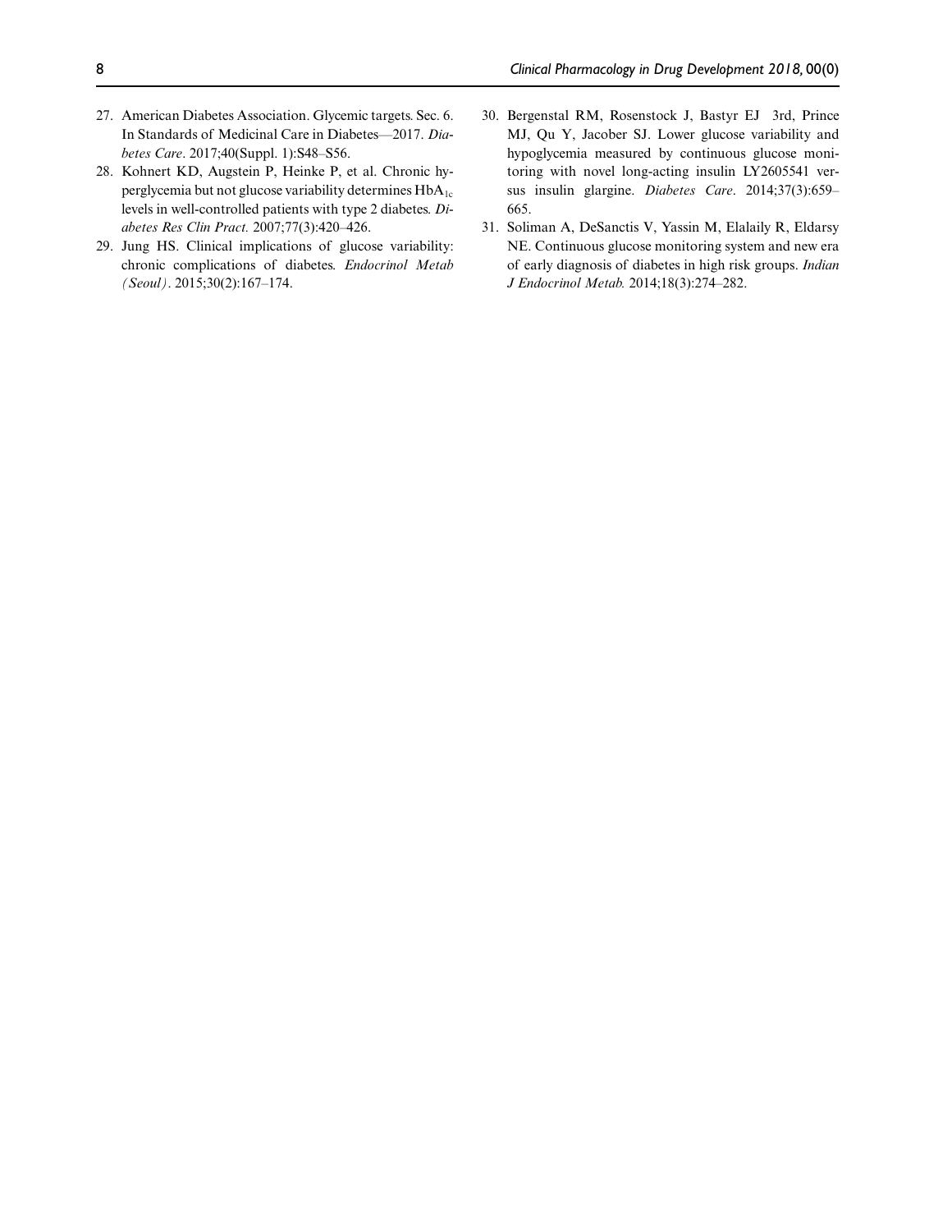27. American Diabetes Association. Glycemic targets. Sec. 6. In Standards of Medicinal Care in Diabetes—2017. *Diabetes Care*. 2017;40(Suppl. 1):S48–S56.
28. Kohnert KD, Augstein P, Heinke P, et al. Chronic hyperglycemia but not glucose variability determines $HbA_{1c}$ levels in well-controlled patients with type 2 diabetes. *Diabetes Res Clin Pract.* 2007;77(3):420–426.
29. Jung HS. Clinical implications of glucose variability: chronic complications of diabetes. *Endocrinol Metab (Seoul)*. 2015;30(2):167–174.
30. Bergenstal RM, Rosenstock J, Bastyr EJ 3rd, Prince MJ, Qu Y, Jacober SJ. Lower glucose variability and hypoglycemia measured by continuous glucose monitoring with novel long-acting insulin LY2605541 versus insulin glargine. *Diabetes Care*. 2014;37(3):659–665.
31. Soliman A, DeSanctis V, Yassin M, Elalaily R, Eldarsy NE. Continuous glucose monitoring system and new era of early diagnosis of diabetes in high risk groups. *Indian J Endocrinol Metab.* 2014;18(3):274–282.